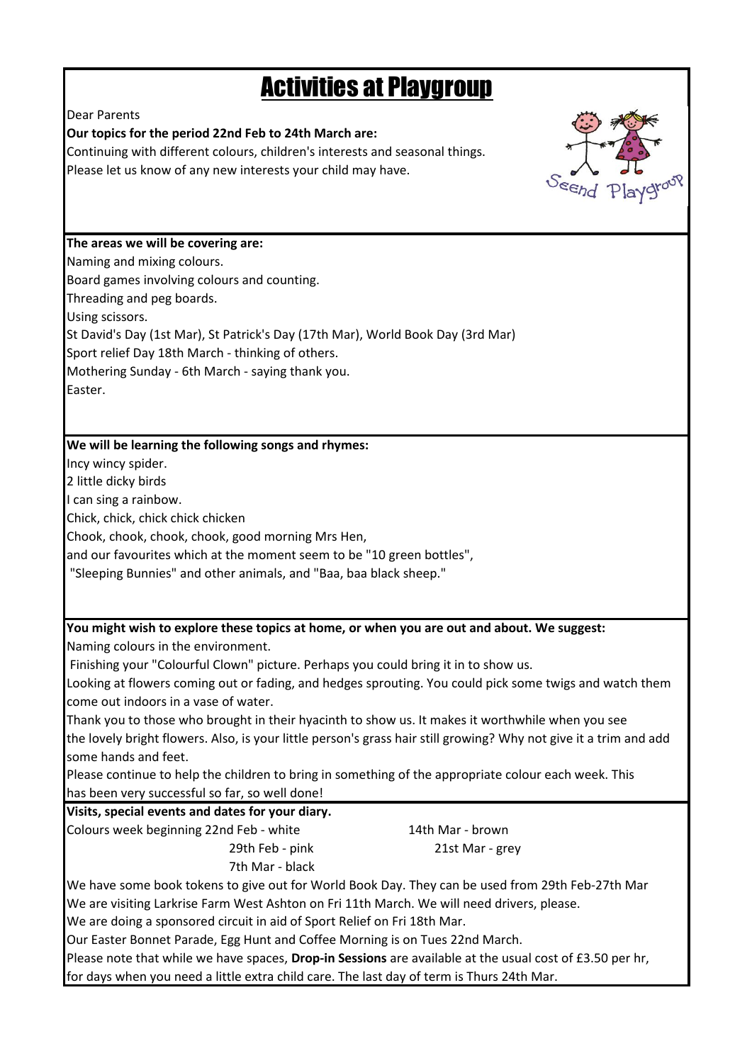# Activities at Playgroup

Dear Parents

**Our topics for the period 22nd Feb to 24th March are:**

Continuing with different colours, children's interests and seasonal things.
Please let us know of any new interests your child may have.

Seend Playgroup

**The areas we will be covering are:**

Naming and mixing colours.
Board games involving colours and counting.
Threading and peg boards.
Using scissors.
St David's Day (1st Mar), St Patrick's Day (17th Mar), World Book Day (3rd Mar)
Sport relief Day 18th March - thinking of others.
Mothering Sunday - 6th March - saying thank you.
Easter.

**We will be learning the following songs and rhymes:**

Incy wincy spider.
2 little dicky birds
I can sing a rainbow.
Chick, chick, chick chick chicken
Chook, chook, chook, chook, good morning Mrs Hen,
and our favourites which at the moment seem to be "10 green bottles",
"Sleeping Bunnies" and other animals, and "Baa, baa black sheep."

**You might wish to explore these topics at home, or when you are out and about. We suggest:**

Naming colours in the environment.
Finishing your "Colourful Clown" picture. Perhaps you could bring it in to show us.
Looking at flowers coming out or fading, and hedges sprouting. You could pick some twigs and watch them come out indoors in a vase of water.
Thank you to those who brought in their hyacinth to show us. It makes it worthwhile when you see the lovely bright flowers. Also, is your little person's grass hair still growing? Why not give it a trim and add some hands and feet.
Please continue to help the children to bring in something of the appropriate colour each week. This has been very successful so far, so well done!

**Visits, special events and dates for your diary.**

Colours week beginning 22nd Feb - white
29th Feb - pink
7th Mar - black
14th Mar - brown
21st Mar - grey

We have some book tokens to give out for World Book Day. They can be used from 29th Feb-27th Mar
We are visiting Larkrise Farm West Ashton on Fri 11th March. We will need drivers, please.
We are doing a sponsored circuit in aid of Sport Relief on Fri 18th Mar.
Our Easter Bonnet Parade, Egg Hunt and Coffee Morning is on Tues 22nd March.
Please note that while we have spaces, **Drop-in Sessions** are available at the usual cost of £3.50 per hr, for days when you need a little extra child care. The last day of term is Thurs 24th Mar.